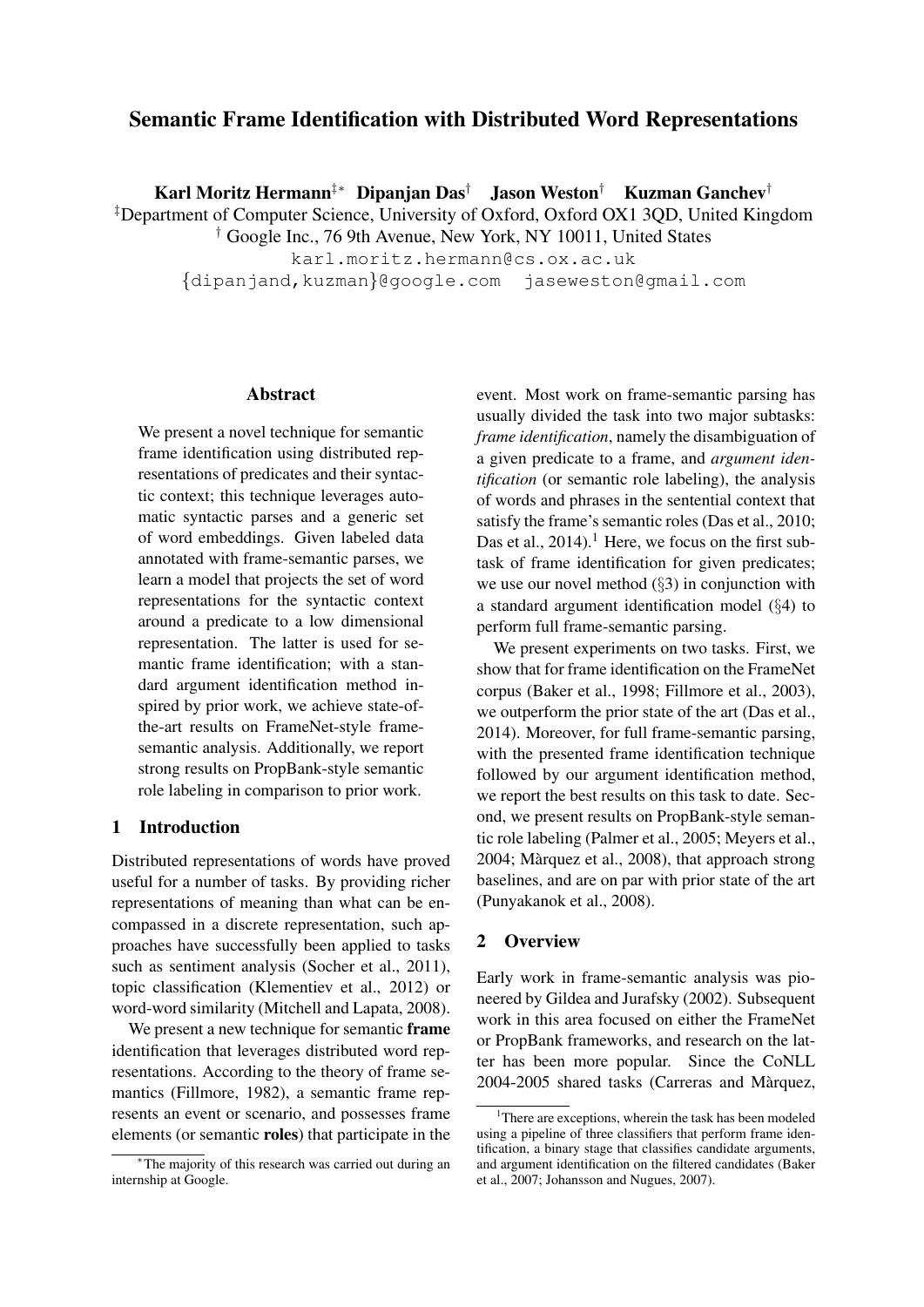# Semantic Frame Identification with Distributed Word Representations

**Karl Moritz Hermann**[‡*] **Dipanjan Das**[†] **Jason Weston**[†] **Kuzman Ganchev**[†]

[‡]Department of Computer Science, University of Oxford, Oxford OX1 3QD, United Kingdom

[†] Google Inc., 76 9th Avenue, New York, NY 10011, United States

karl.moritz.hermann@cs.ox.ac.uk

{dipanjand,kuzman}@google.com jaseweston@gmail.com

## Abstract

We present a novel technique for semantic frame identification using distributed representations of predicates and their syntactic context; this technique leverages automatic syntactic parses and a generic set of word embeddings. Given labeled data annotated with frame-semantic parses, we learn a model that projects the set of word representations for the syntactic context around a predicate to a low dimensional representation. The latter is used for semantic frame identification; with a standard argument identification method inspired by prior work, we achieve state-of-the-art results on FrameNet-style frame-semantic analysis. Additionally, we report strong results on PropBank-style semantic role labeling in comparison to prior work.

## 1 Introduction

Distributed representations of words have proved useful for a number of tasks. By providing richer representations of meaning than what can be encompassed in a discrete representation, such approaches have successfully been applied to tasks such as sentiment analysis (Socher et al., 2011), topic classification (Klementiev et al., 2012) or word-word similarity (Mitchell and Lapata, 2008).

We present a new technique for semantic **frame** identification that leverages distributed word representations. According to the theory of frame semantics (Fillmore, 1982), a semantic frame represents an event or scenario, and possesses frame elements (or semantic **roles**) that participate in the event. Most work on frame-semantic parsing has usually divided the task into two major subtasks: *frame identification*, namely the disambiguation of a given predicate to a frame, and *argument identification* (or semantic role labeling), the analysis of words and phrases in the sentential context that satisfy the frame's semantic roles (Das et al., 2010; Das et al., 2014).[1] Here, we focus on the first subtask of frame identification for given predicates; we use our novel method (§3) in conjunction with a standard argument identification model (§4) to perform full frame-semantic parsing.

We present experiments on two tasks. First, we show that for frame identification on the FrameNet corpus (Baker et al., 1998; Fillmore et al., 2003), we outperform the prior state of the art (Das et al., 2014). Moreover, for full frame-semantic parsing, with the presented frame identification technique followed by our argument identification method, we report the best results on this task to date. Second, we present results on PropBank-style semantic role labeling (Palmer et al., 2005; Meyers et al., 2004; Màrquez et al., 2008), that approach strong baselines, and are on par with prior state of the art (Punyakanok et al., 2008).

## 2 Overview

Early work in frame-semantic analysis was pioneered by Gildea and Jurafsky (2002). Subsequent work in this area focused on either the FrameNet or PropBank frameworks, and research on the latter has been more popular. Since the CoNLL 2004-2005 shared tasks (Carreras and Màrquez,

*The majority of this research was carried out during an internship at Google.

[1]There are exceptions, wherein the task has been modeled using a pipeline of three classifiers that perform frame identification, a binary stage that classifies candidate arguments, and argument identification on the filtered candidates (Baker et al., 2007; Johansson and Nugues, 2007).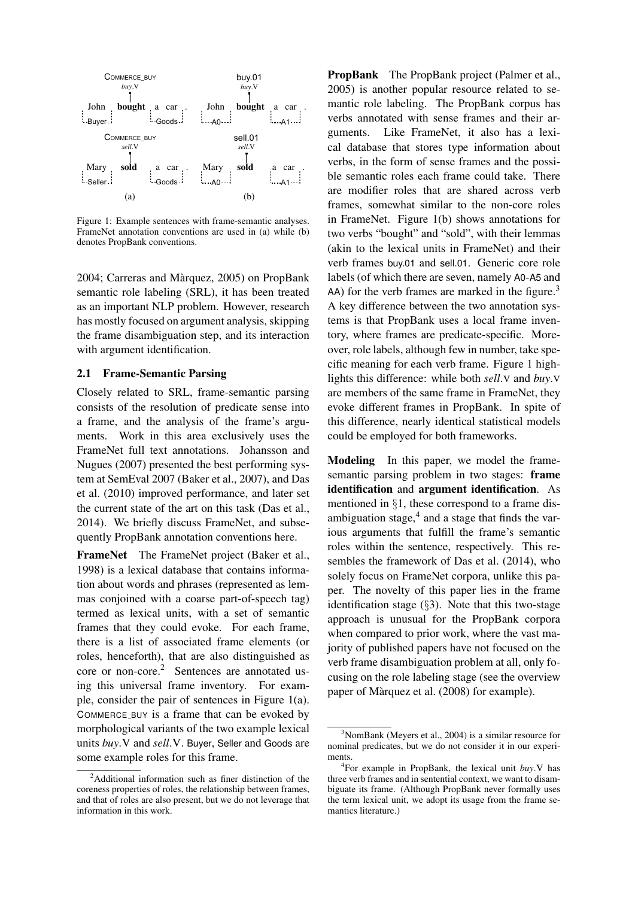Figure 1: Example sentences with frame-semantic analyses. FrameNet annotation conventions are used in (a) while (b) denotes PropBank conventions.

2004; Carreras and Màrquez, 2005) on PropBank semantic role labeling (SRL), it has been treated as an important NLP problem. However, research has mostly focused on argument analysis, skipping the frame disambiguation step, and its interaction with argument identification.

## 2.1 Frame-Semantic Parsing

Closely related to SRL, frame-semantic parsing consists of the resolution of predicate sense into a frame, and the analysis of the frame's arguments. Work in this area exclusively uses the FrameNet full text annotations. Johansson and Nugues (2007) presented the best performing system at SemEval 2007 (Baker et al., 2007), and Das et al. (2010) improved performance, and later set the current state of the art on this task (Das et al., 2014). We briefly discuss FrameNet, and subsequently PropBank annotation conventions here.

**FrameNet** The FrameNet project (Baker et al., 1998) is a lexical database that contains information about words and phrases (represented as lemmas conjoined with a coarse part-of-speech tag) termed as lexical units, with a set of semantic frames that they could evoke. For each frame, there is a list of associated frame elements (or roles, henceforth), that are also distinguished as core or non-core.[2] Sentences are annotated using this universal frame inventory. For example, consider the pair of sentences in Figure 1(a). COMMERCE_BUY is a frame that can be evoked by morphological variants of the two example lexical units *buy*.V and *sell*.V. Buyer, Seller and Goods are some example roles for this frame.

**PropBank** The PropBank project (Palmer et al., 2005) is another popular resource related to semantic role labeling. The PropBank corpus has verbs annotated with sense frames and their arguments. Like FrameNet, it also has a lexical database that stores type information about verbs, in the form of sense frames and the possible semantic roles each frame could take. There are modifier roles that are shared across verb frames, somewhat similar to the non-core roles in FrameNet. Figure 1(b) shows annotations for two verbs "bought" and "sold", with their lemmas (akin to the lexical units in FrameNet) and their verb frames buy.01 and sell.01. Generic core role labels (of which there are seven, namely A0-A5 and AA) for the verb frames are marked in the figure.[3] A key difference between the two annotation systems is that PropBank uses a local frame inventory, where frames are predicate-specific. Moreover, role labels, although few in number, take specific meaning for each verb frame. Figure 1 highlights this difference: while both *sell*.V and *buy*.V are members of the same frame in FrameNet, they evoke different frames in PropBank. In spite of this difference, nearly identical statistical models could be employed for both frameworks.

**Modeling** In this paper, we model the frame-semantic parsing problem in two stages: **frame identification** and **argument identification**. As mentioned in §1, these correspond to a frame disambiguation stage,[4] and a stage that finds the various arguments that fulfill the frame's semantic roles within the sentence, respectively. This resembles the framework of Das et al. (2014), who solely focus on FrameNet corpora, unlike this paper. The novelty of this paper lies in the frame identification stage (§3). Note that this two-stage approach is unusual for the PropBank corpora when compared to prior work, where the vast majority of published papers have not focused on the verb frame disambiguation problem at all, only focusing on the role labeling stage (see the overview paper of Màrquez et al. (2008) for example).

---

[2] Additional information such as finer distinction of the coreness properties of roles, the relationship between frames, and that of roles are also present, but we do not leverage that information in this work.

[3] NomBank (Meyers et al., 2004) is a similar resource for nominal predicates, but we do not consider it in our experiments.

[4] For example in PropBank, the lexical unit *buy*.V has three verb frames and in sentential context, we want to disambiguate its frame. (Although PropBank never formally uses the term lexical unit, we adopt its usage from the frame semantics literature.)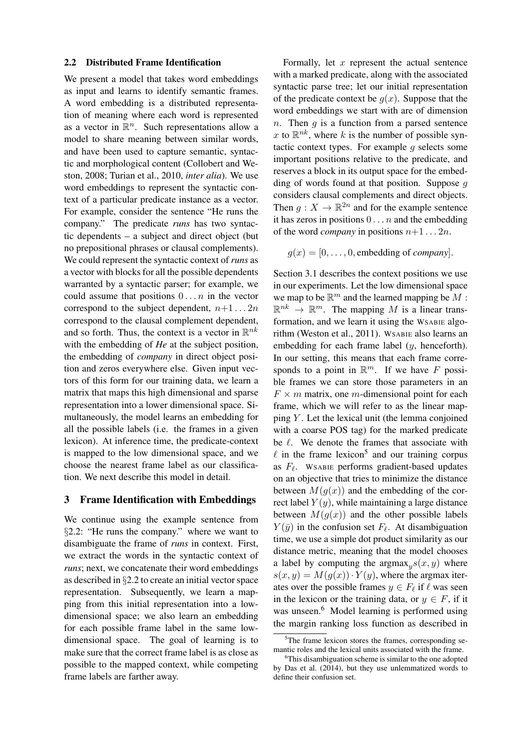### 2.2 Distributed Frame Identification

We present a model that takes word embeddings as input and learns to identify semantic frames. A word embedding is a distributed representation of meaning where each word is represented as a vector in $\mathbb{R}^n$. Such representations allow a model to share meaning between similar words, and have been used to capture semantic, syntactic and morphological content (Collobert and Weston, 2008; Turian et al., 2010, *inter alia*). We use word embeddings to represent the syntactic context of a particular predicate instance as a vector. For example, consider the sentence "He runs the company." The predicate *runs* has two syntactic dependents – a subject and direct object (but no prepositional phrases or clausal complements). We could represent the syntactic context of *runs* as a vector with blocks for all the possible dependents warranted by a syntactic parser; for example, we could assume that positions $0 \ldots n$ in the vector correspond to the subject dependent, $n{+}1 \ldots 2n$ correspond to the clausal complement dependent, and so forth. Thus, the context is a vector in $\mathbb{R}^{nk}$ with the embedding of *He* at the subject position, the embedding of *company* in direct object position and zeros everywhere else. Given input vectors of this form for our training data, we learn a matrix that maps this high dimensional and sparse representation into a lower dimensional space. Simultaneously, the model learns an embedding for all the possible labels (i.e. the frames in a given lexicon). At inference time, the predicate-context is mapped to the low dimensional space, and we choose the nearest frame label as our classification. We next describe this model in detail.

## 3 Frame Identification with Embeddings

We continue using the example sentence from §2.2: "He runs the company." where we want to disambiguate the frame of *runs* in context. First, we extract the words in the syntactic context of *runs*; next, we concatenate their word embeddings as described in §2.2 to create an initial vector space representation. Subsequently, we learn a mapping from this initial representation into a low-dimensional space; we also learn an embedding for each possible frame label in the same low-dimensional space. The goal of learning is to make sure that the correct frame label is as close as possible to the mapped context, while competing frame labels are farther away.

Formally, let $x$ represent the actual sentence with a marked predicate, along with the associated syntactic parse tree; let our initial representation of the predicate context be $g(x)$. Suppose that the word embeddings we start with are of dimension $n$. Then $g$ is a function from a parsed sentence $x$ to $\mathbb{R}^{nk}$, where $k$ is the number of possible syntactic context types. For example $g$ selects some important positions relative to the predicate, and reserves a block in its output space for the embedding of words found at that position. Suppose $g$ considers clausal complements and direct objects. Then $g : X \rightarrow \mathbb{R}^{2n}$ and for the example sentence it has zeros in positions $0 \ldots n$ and the embedding of the word *company* in positions $n{+}1 \ldots 2n$.

$$g(x) = [0, \ldots, 0, \text{embedding of } \textit{company}].$$

Section 3.1 describes the context positions we use in our experiments. Let the low dimensional space we map to be $\mathbb{R}^m$ and the learned mapping be $M : \mathbb{R}^{nk} \rightarrow \mathbb{R}^m$. The mapping $M$ is a linear transformation, and we learn it using the WSABIE algorithm (Weston et al., 2011). WSABIE also learns an embedding for each frame label ($y$, henceforth). In our setting, this means that each frame corresponds to a point in $\mathbb{R}^m$. If we have $F$ possible frames we can store those parameters in an $F \times m$ matrix, one $m$-dimensional point for each frame, which we will refer to as the linear mapping $Y$. Let the lexical unit (the lemma conjoined with a coarse POS tag) for the marked predicate be $\ell$. We denote the frames that associate with $\ell$ in the frame lexicon[5] and our training corpus as $F_\ell$. WSABIE performs gradient-based updates on an objective that tries to minimize the distance between $M(g(x))$ and the embedding of the correct label $Y(y)$, while maintaining a large distance between $M(g(x))$ and the other possible labels $Y(\bar{y})$ in the confusion set $F_\ell$. At disambiguation time, we use a simple dot product similarity as our distance metric, meaning that the model chooses a label by computing the $\text{argmax}_y s(x, y)$ where $s(x, y) = M(g(x)) \cdot Y(y)$, where the argmax iterates over the possible frames $y \in F_\ell$ if $\ell$ was seen in the lexicon or the training data, or $y \in F$, if it was unseen.[6] Model learning is performed using the margin ranking loss function as described in

[5] The frame lexicon stores the frames, corresponding semantic roles and the lexical units associated with the frame.

[6] This disambiguation scheme is similar to the one adopted by Das et al. (2014), but they use unlemmatized words to define their confusion set.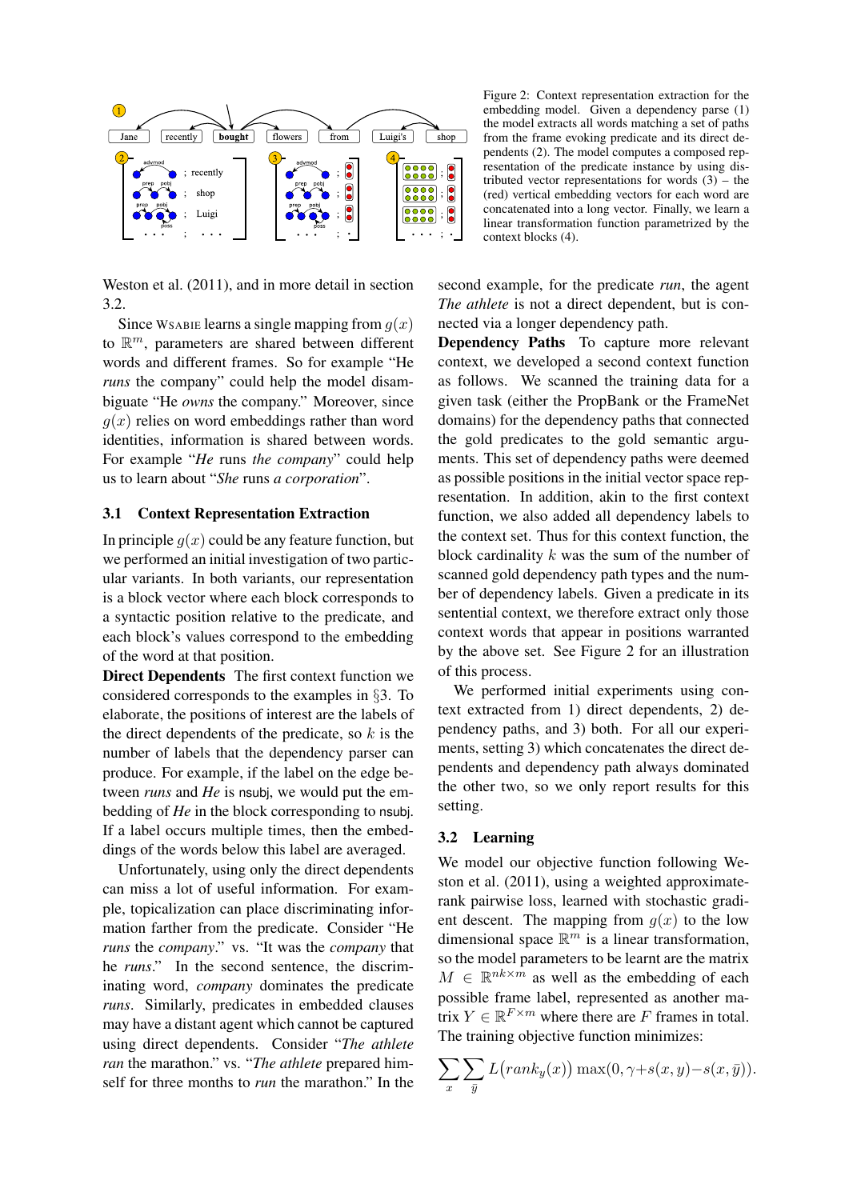Figure 2: Context representation extraction for the embedding model. Given a dependency parse (1) the model extracts all words matching a set of paths from the frame evoking predicate and its direct dependents (2). The model computes a composed representation of the predicate instance by using distributed vector representations for words (3) – the (red) vertical embedding vectors for each word are concatenated into a long vector. Finally, we learn a linear transformation function parametrized by the context blocks (4).

Weston et al. (2011), and in more detail in section 3.2.

Since WSABIE learns a single mapping from $g(x)$ to $\mathbb{R}^m$, parameters are shared between different words and different frames. So for example "He *runs* the company" could help the model disambiguate "He *owns* the company." Moreover, since $g(x)$ relies on word embeddings rather than word identities, information is shared between words. For example "*He* runs *the company*" could help us to learn about "*She* runs *a corporation*".

## 3.1 Context Representation Extraction

In principle $g(x)$ could be any feature function, but we performed an initial investigation of two particular variants. In both variants, our representation is a block vector where each block corresponds to a syntactic position relative to the predicate, and each block's values correspond to the embedding of the word at that position.

**Direct Dependents** The first context function we considered corresponds to the examples in §3. To elaborate, the positions of interest are the labels of the direct dependents of the predicate, so $k$ is the number of labels that the dependency parser can produce. For example, if the label on the edge between *runs* and *He* is nsubj, we would put the embedding of *He* in the block corresponding to nsubj. If a label occurs multiple times, then the embeddings of the words below this label are averaged.

Unfortunately, using only the direct dependents can miss a lot of useful information. For example, topicalization can place discriminating information farther from the predicate. Consider "He *runs* the *company*." vs. "It was the *company* that he *runs*." In the second sentence, the discriminating word, *company* dominates the predicate *runs*. Similarly, predicates in embedded clauses may have a distant agent which cannot be captured using direct dependents. Consider "*The athlete ran* the marathon." vs. "*The athlete* prepared himself for three months to *run* the marathon." In the second example, for the predicate *run*, the agent *The athlete* is not a direct dependent, but is connected via a longer dependency path.

**Dependency Paths** To capture more relevant context, we developed a second context function as follows. We scanned the training data for a given task (either the PropBank or the FrameNet domains) for the dependency paths that connected the gold predicates to the gold semantic arguments. This set of dependency paths were deemed as possible positions in the initial vector space representation. In addition, akin to the first context function, we also added all dependency labels to the context set. Thus for this context function, the block cardinality $k$ was the sum of the number of scanned gold dependency path types and the number of dependency labels. Given a predicate in its sentential context, we therefore extract only those context words that appear in positions warranted by the above set. See Figure 2 for an illustration of this process.

We performed initial experiments using context extracted from 1) direct dependents, 2) dependency paths, and 3) both. For all our experiments, setting 3) which concatenates the direct dependents and dependency path always dominated the other two, so we only report results for this setting.

## 3.2 Learning

We model our objective function following Weston et al. (2011), using a weighted approximate-rank pairwise loss, learned with stochastic gradient descent. The mapping from $g(x)$ to the low dimensional space $\mathbb{R}^m$ is a linear transformation, so the model parameters to be learnt are the matrix $M \in \mathbb{R}^{nk \times m}$ as well as the embedding of each possible frame label, represented as another matrix $Y \in \mathbb{R}^{F \times m}$ where there are $F$ frames in total. The training objective function minimizes:

$$\sum_x \sum_{\bar{y}} L\big(rank_y(x)\big) \max(0, \gamma + s(x, y) - s(x, \bar{y})).$$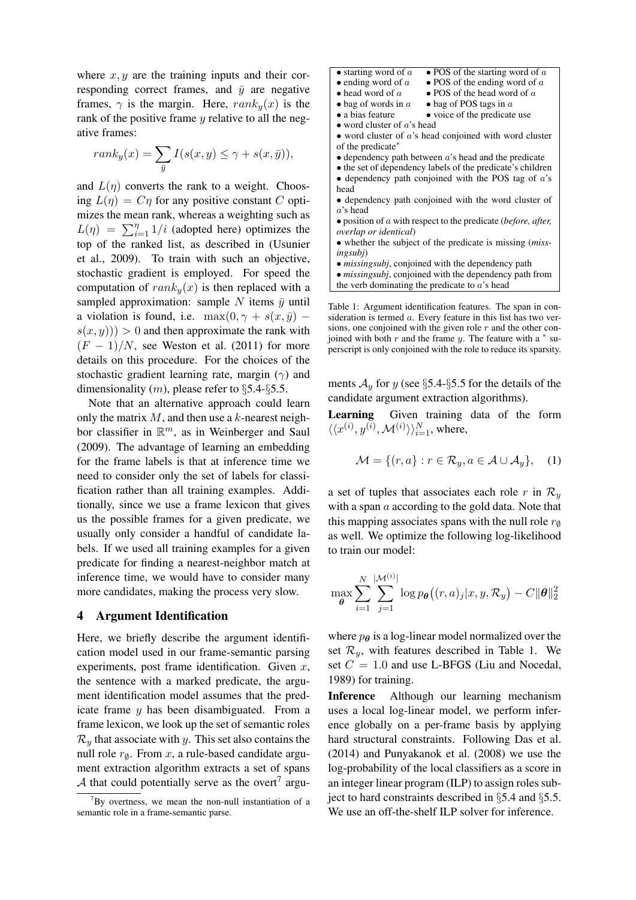where $x, y$ are the training inputs and their corresponding correct frames, and $\bar{y}$ are negative frames, $\gamma$ is the margin. Here, $rank_y(x)$ is the rank of the positive frame $y$ relative to all the negative frames:

$$rank_y(x) = \sum_{\bar{y}} I(s(x, y) \leq \gamma + s(x, \bar{y})),$$

and $L(\eta)$ converts the rank to a weight. Choosing $L(\eta) = C\eta$ for any positive constant $C$ optimizes the mean rank, whereas a weighting such as $L(\eta) = \sum_{i=1}^{\eta} 1/i$ (adopted here) optimizes the top of the ranked list, as described in (Usunier et al., 2009). To train with such an objective, stochastic gradient is employed. For speed the computation of $rank_y(x)$ is then replaced with a sampled approximation: sample $N$ items $\bar{y}$ until a violation is found, i.e. $\max(0, \gamma + s(x, \bar{y}) - s(x, y))) > 0$ and then approximate the rank with $(F - 1)/N$, see Weston et al. (2011) for more details on this procedure. For the choices of the stochastic gradient learning rate, margin ($\gamma$) and dimensionality ($m$), please refer to §5.4-§5.5.

Note that an alternative approach could learn only the matrix $M$, and then use a $k$-nearest neighbor classifier in $\mathbb{R}^m$, as in Weinberger and Saul (2009). The advantage of learning an embedding for the frame labels is that at inference time we need to consider only the set of labels for classification rather than all training examples. Additionally, since we use a frame lexicon that gives us the possible frames for a given predicate, we usually only consider a handful of candidate labels. If we used all training examples for a given predicate for finding a nearest-neighbor match at inference time, we would have to consider many more candidates, making the process very slow.

## 4 Argument Identification

Here, we briefly describe the argument identification model used in our frame-semantic parsing experiments, post frame identification. Given $x$, the sentence with a marked predicate, the argument identification model assumes that the predicate frame $y$ has been disambiguated. From a frame lexicon, we look up the set of semantic roles $\mathcal{R}_y$ that associate with $y$. This set also contains the null role $r_\emptyset$. From $x$, a rule-based candidate argument extraction algorithm extracts a set of spans $\mathcal{A}$ that could potentially serve as the overt[7] arguments $\mathcal{A}_y$ for $y$ (see §5.4-§5.5 for the details of the candidate argument extraction algorithms).

[7] By overtness, we mean the non-null instantiation of a semantic role in a frame-semantic parse.

| | |
|---|---|
| • starting word of $a$ | • POS of the starting word of $a$ |
| • ending word of $a$ | • POS of the ending word of $a$ |
| • head word of $a$ | • POS of the head word of $a$ |
| • bag of words in $a$ | • bag of POS tags in $a$ |
| • a bias feature | • voice of the predicate use |
| • word cluster of $a$'s head | |
| • word cluster of $a$'s head conjoined with word cluster of the predicate* | |
| • dependency path between $a$'s head and the predicate | |
| • the set of dependency labels of the predicate's children | |
| • dependency path conjoined with the POS tag of $a$'s head | |
| • dependency path conjoined with the word cluster of $a$'s head | |
| • position of $a$ with respect to the predicate (*before, after, overlap or identical*) | |
| • whether the subject of the predicate is missing (*missingsubj*) | |
| • *missingsubj*, conjoined with the dependency path | |
| • *missingsubj*, conjoined with the dependency path from the verb dominating the predicate to $a$'s head | |

Table 1: Argument identification features. The span in consideration is termed $a$. Every feature in this list has two versions, one conjoined with the given role $r$ and the other conjoined with both $r$ and the frame $y$. The feature with a * superscript is only conjoined with the role to reduce its sparsity.

**Learning** Given training data of the form $\langle\langle x^{(i)}, y^{(i)}, \mathcal{M}^{(i)}\rangle\rangle_{i=1}^{N}$, where,

$$\mathcal{M} = \{(r, a\} : r \in \mathcal{R}_y, a \in \mathcal{A} \cup \mathcal{A}_y\}, \quad (1)$$

a set of tuples that associates each role $r$ in $\mathcal{R}_y$ with a span $a$ according to the gold data. Note that this mapping associates spans with the null role $r_\emptyset$ as well. We optimize the following log-likelihood to train our model:

$$\max_{\boldsymbol{\theta}} \sum_{i=1}^{N} \sum_{j=1}^{|\mathcal{M}^{(i)}|} \log p_{\boldsymbol{\theta}}\big((r, a)_j | x, y, \mathcal{R}_y\big) - C\|\boldsymbol{\theta}\|_2^2$$

where $p_{\boldsymbol{\theta}}$ is a log-linear model normalized over the set $\mathcal{R}_y$, with features described in Table 1. We set $C = 1.0$ and use L-BFGS (Liu and Nocedal, 1989) for training.

**Inference** Although our learning mechanism uses a local log-linear model, we perform inference globally on a per-frame basis by applying hard structural constraints. Following Das et al. (2014) and Punyakanok et al. (2008) we use the log-probability of the local classifiers as a score in an integer linear program (ILP) to assign roles subject to hard constraints described in §5.4 and §5.5. We use an off-the-shelf ILP solver for inference.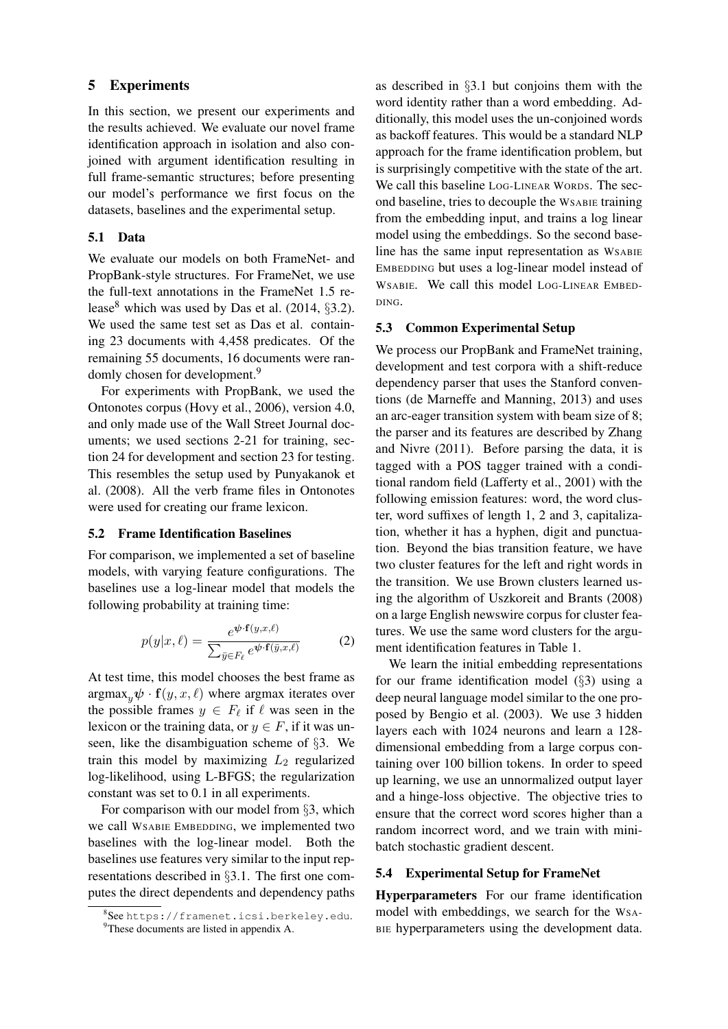## 5 Experiments

In this section, we present our experiments and the results achieved. We evaluate our novel frame identification approach in isolation and also conjoined with argument identification resulting in full frame-semantic structures; before presenting our model's performance we first focus on the datasets, baselines and the experimental setup.

### 5.1 Data

We evaluate our models on both FrameNet- and PropBank-style structures. For FrameNet, we use the full-text annotations in the FrameNet 1.5 release[8] which was used by Das et al. (2014, §3.2). We used the same test set as Das et al. containing 23 documents with 4,458 predicates. Of the remaining 55 documents, 16 documents were randomly chosen for development.[9]

For experiments with PropBank, we used the Ontonotes corpus (Hovy et al., 2006), version 4.0, and only made use of the Wall Street Journal documents; we used sections 2-21 for training, section 24 for development and section 23 for testing. This resembles the setup used by Punyakanok et al. (2008). All the verb frame files in Ontonotes were used for creating our frame lexicon.

### 5.2 Frame Identification Baselines

For comparison, we implemented a set of baseline models, with varying feature configurations. The baselines use a log-linear model that models the following probability at training time:

$$p(y|x, \ell) = \frac{e^{\boldsymbol{\psi} \cdot \mathbf{f}(y,x,\ell)}}{\sum_{\bar{y} \in F_\ell} e^{\boldsymbol{\psi} \cdot \mathbf{f}(\bar{y},x,\ell)}} \tag{2}$$

At test time, this model chooses the best frame as $\text{argmax}_y \boldsymbol{\psi} \cdot \mathbf{f}(y, x, \ell)$ where argmax iterates over the possible frames $y \in F_\ell$ if $\ell$ was seen in the lexicon or the training data, or $y \in F$, if it was unseen, like the disambiguation scheme of §3. We train this model by maximizing $L_2$ regularized log-likelihood, using L-BFGS; the regularization constant was set to 0.1 in all experiments.

For comparison with our model from §3, which we call WSABIE EMBEDDING, we implemented two baselines with the log-linear model. Both the baselines use features very similar to the input representations described in §3.1. The first one computes the direct dependents and dependency paths as described in §3.1 but conjoins them with the word identity rather than a word embedding. Additionally, this model uses the un-conjoined words as backoff features. This would be a standard NLP approach for the frame identification problem, but is surprisingly competitive with the state of the art. We call this baseline LOG-LINEAR WORDS. The second baseline, tries to decouple the WSABIE training from the embedding input, and trains a log linear model using the embeddings. So the second baseline has the same input representation as WSABIE EMBEDDING but uses a log-linear model instead of WSABIE. We call this model LOG-LINEAR EMBEDDING.

### 5.3 Common Experimental Setup

We process our PropBank and FrameNet training, development and test corpora with a shift-reduce dependency parser that uses the Stanford conventions (de Marneffe and Manning, 2013) and uses an arc-eager transition system with beam size of 8; the parser and its features are described by Zhang and Nivre (2011). Before parsing the data, it is tagged with a POS tagger trained with a conditional random field (Lafferty et al., 2001) with the following emission features: word, the word cluster, word suffixes of length 1, 2 and 3, capitalization, whether it has a hyphen, digit and punctuation. Beyond the bias transition feature, we have two cluster features for the left and right words in the transition. We use Brown clusters learned using the algorithm of Uszkoreit and Brants (2008) on a large English newswire corpus for cluster features. We use the same word clusters for the argument identification features in Table 1.

We learn the initial embedding representations for our frame identification model (§3) using a deep neural language model similar to the one proposed by Bengio et al. (2003). We use 3 hidden layers each with 1024 neurons and learn a 128-dimensional embedding from a large corpus containing over 100 billion tokens. In order to speed up learning, we use an unnormalized output layer and a hinge-loss objective. The objective tries to ensure that the correct word scores higher than a random incorrect word, and we train with mini-batch stochastic gradient descent.

### 5.4 Experimental Setup for FrameNet

**Hyperparameters** For our frame identification model with embeddings, we search for the WSABIE hyperparameters using the development data.

[8] See https://framenet.icsi.berkeley.edu.

[9] These documents are listed in appendix A.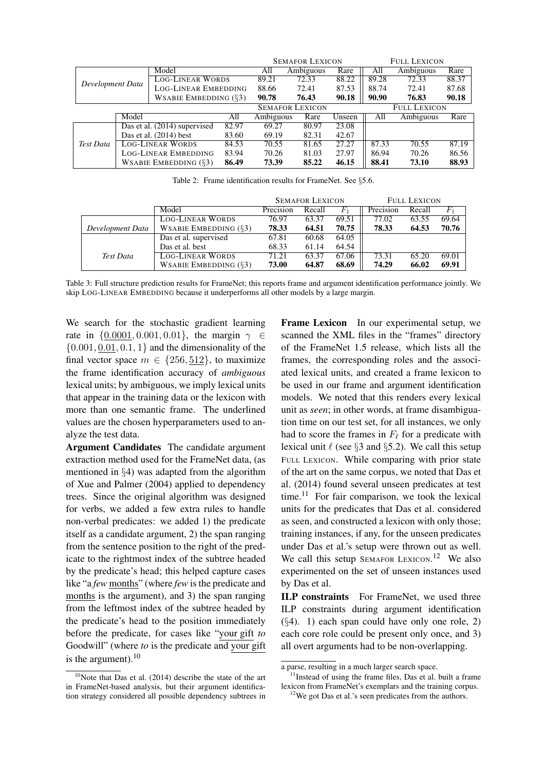| | Model | SEMAFOR LEXICON | | | FULL LEXICON | | |
|---|---|---|---|---|---|---|---|
| | | All | Ambiguous | Rare | All | Ambiguous | Rare |
| *Development Data* | LOG-LINEAR WORDS | 89.21 | 72.33 | 88.22 | 89.28 | 72.33 | 88.37 |
| | LOG-LINEAR EMBEDDING | 88.66 | 72.41 | 87.53 | 88.74 | 72.41 | 87.68 |
| | WSABIE EMBEDDING (§3) | **90.78** | **76.43** | **90.18** | **90.90** | **76.83** | **90.18** |

| | Model | SEMAFOR LEXICON | | | | FULL LEXICON | | |
|---|---|---|---|---|---|---|---|---|
| | | All | Ambiguous | Rare | Unseen | All | Ambiguous | Rare |
| *Test Data* | Das et al. (2014) supervised | 82.97 | 69.27 | 80.97 | 23.08 | | | |
| | Das et al. (2014) best | 83.60 | 69.19 | 82.31 | 42.67 | | | |
| | LOG-LINEAR WORDS | 84.53 | 70.55 | 81.65 | 27.27 | 87.33 | 70.55 | 87.19 |
| | LOG-LINEAR EMBEDDING | 83.94 | 70.26 | 81.03 | 27.97 | 86.94 | 70.26 | 86.56 |
| | WSABIE EMBEDDING (§3) | **86.49** | **73.39** | **85.22** | **46.15** | **88.41** | **73.10** | **88.93** |

Table 2: Frame identification results for FrameNet. See §5.6.

| | Model | SEMAFOR LEXICON | | | FULL LEXICON | | |
|---|---|---|---|---|---|---|---|
| | | Precision | Recall | $F_1$ | Precision | Recall | $F_1$ |
| *Development Data* | LOG-LINEAR WORDS | 76.97 | 63.37 | 69.51 | 77.02 | 63.55 | 69.64 |
| | WSABIE EMBEDDING (§3) | **78.33** | **64.51** | **70.75** | **78.33** | **64.53** | **70.76** |
| *Test Data* | Das et al. supervised | 67.81 | 60.68 | 64.05 | | | |
| | Das et al. best | 68.33 | 61.14 | 64.54 | | | |
| | LOG-LINEAR WORDS | 71.21 | 63.37 | 67.06 | 73.31 | 65.20 | 69.01 |
| | WSABIE EMBEDDING (§3) | **73.00** | **64.87** | **68.69** | **74.29** | **66.02** | **69.91** |

Table 3: Full structure prediction results for FrameNet; this reports frame and argument identification performance jointly. We skip LOG-LINEAR EMBEDDING because it underperforms all other models by a large margin.

We search for the stochastic gradient learning rate in $\{\underline{0.0001}, 0.001, 0.01\}$, the margin $\gamma \in \{0.001, \underline{0.01}, 0.1, 1\}$ and the dimensionality of the final vector space $m \in \{256, \underline{512}\}$, to maximize the frame identification accuracy of *ambiguous* lexical units; by ambiguous, we imply lexical units that appear in the training data or the lexicon with more than one semantic frame. The underlined values are the chosen hyperparameters used to analyze the test data.

**Argument Candidates** The candidate argument extraction method used for the FrameNet data, (as mentioned in §4) was adapted from the algorithm of Xue and Palmer (2004) applied to dependency trees. Since the original algorithm was designed for verbs, we added a few extra rules to handle non-verbal predicates: we added 1) the predicate itself as a candidate argument, 2) the span ranging from the sentence position to the right of the predicate to the rightmost index of the subtree headed by the predicate's head; this helped capture cases like "a *few* months" (where *few* is the predicate and months is the argument), and 3) the span ranging from the leftmost index of the subtree headed by the predicate's head to the position immediately before the predicate, for cases like "your gift *to* Goodwill" (where *to* is the predicate and your gift is the argument).[10]

**Frame Lexicon** In our experimental setup, we scanned the XML files in the "frames" directory of the FrameNet 1.5 release, which lists all the frames, the corresponding roles and the associated lexical units, and created a frame lexicon to be used in our frame and argument identification models. We noted that this renders every lexical unit as *seen*; in other words, at frame disambiguation time on our test set, for all instances, we only had to score the frames in $F_\ell$ for a predicate with lexical unit $\ell$ (see §3 and §5.2). We call this setup FULL LEXICON. While comparing with prior state of the art on the same corpus, we noted that Das et al. (2014) found several unseen predicates at test time.[11] For fair comparison, we took the lexical units for the predicates that Das et al. considered as seen, and constructed a lexicon with only those; training instances, if any, for the unseen predicates under Das et al.'s setup were thrown out as well. We call this setup SEMAFOR LEXICON.[12] We also experimented on the set of unseen instances used by Das et al.

**ILP constraints** For FrameNet, we used three ILP constraints during argument identification (§4). 1) each span could have only one role, 2) each core role could be present only once, and 3) all overt arguments had to be non-overlapping.

[10] Note that Das et al. (2014) describe the state of the art in FrameNet-based analysis, but their argument identification strategy considered all possible dependency subtrees in a parse, resulting in a much larger search space.

[11] Instead of using the frame files, Das et al. built a frame lexicon from FrameNet's exemplars and the training corpus.

[12] We got Das et al.'s seen predicates from the authors.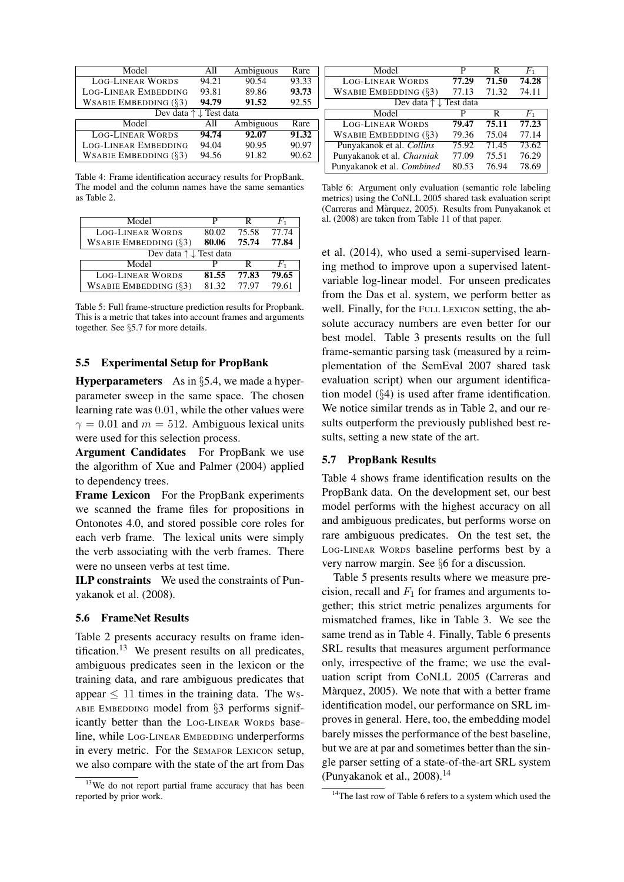| Model | All | Ambiguous | Rare |
|---|---|---|---|
| LOG-LINEAR WORDS | 94.21 | 90.54 | 93.33 |
| LOG-LINEAR EMBEDDING | 93.81 | 89.86 | **93.73** |
| WSABIE EMBEDDING (§3) | **94.79** | **91.52** | 92.55 |
| Dev data ↑ ↓ Test data | | | |
| Model | All | Ambiguous | Rare |
| LOG-LINEAR WORDS | **94.74** | **92.07** | **91.32** |
| LOG-LINEAR EMBEDDING | 94.04 | 90.95 | 90.97 |
| WSABIE EMBEDDING (§3) | 94.56 | 91.82 | 90.62 |

Table 4: Frame identification accuracy results for PropBank. The model and the column names have the same semantics as Table 2.

| Model | P | R | $F_1$ |
|---|---|---|---|
| LOG-LINEAR WORDS | 80.02 | 75.58 | 77.74 |
| WSABIE EMBEDDING (§3) | **80.06** | **75.74** | **77.84** |
| Dev data ↑ ↓ Test data | | | |
| Model | P | R | $F_1$ |
| LOG-LINEAR WORDS | **81.55** | 77.83 | **79.65** |
| WSABIE EMBEDDING (§3) | 81.32 | **77.97** | 79.61 |

Table 5: Full frame-structure prediction results for Propbank. This is a metric that takes into account frames and arguments together. See §5.7 for more details.

## 5.5 Experimental Setup for PropBank

**Hyperparameters** As in §5.4, we made a hyperparameter sweep in the same space. The chosen learning rate was 0.01, while the other values were $\gamma = 0.01$ and $m = 512$. Ambiguous lexical units were used for this selection process.

**Argument Candidates** For PropBank we use the algorithm of Xue and Palmer (2004) applied to dependency trees.

**Frame Lexicon** For the PropBank experiments we scanned the frame files for propositions in Ontonotes 4.0, and stored possible core roles for each verb frame. The lexical units were simply the verb associating with the verb frames. There were no unseen verbs at test time.

**ILP constraints** We used the constraints of Punyakanok et al. (2008).

## 5.6 FrameNet Results

Table 2 presents accuracy results on frame identification.[13] We present results on all predicates, ambiguous predicates seen in the lexicon or the training data, and rare ambiguous predicates that appear $\leq 11$ times in the training data. The WSABIE EMBEDDING model from §3 performs significantly better than the LOG-LINEAR WORDS baseline, while LOG-LINEAR EMBEDDING underperforms in every metric. For the SEMAFOR LEXICON setup, we also compare with the state of the art from Das et al. (2014), who used a semi-supervised learning method to improve upon a supervised latent-variable log-linear model. For unseen predicates from the Das et al. system, we perform better as well. Finally, for the FULL LEXICON setting, the absolute accuracy numbers are even better for our best model. Table 3 presents results on the full frame-semantic parsing task (measured by a reimplementation of the SemEval 2007 shared task evaluation script) when our argument identification model (§4) is used after frame identification. We notice similar trends as in Table 2, and our results outperform the previously published best results, setting a new state of the art.

[13]We do not report partial frame accuracy that has been reported by prior work.

| Model | P | R | $F_1$ |
|---|---|---|---|
| LOG-LINEAR WORDS | **77.29** | **71.50** | **74.28** |
| WSABIE EMBEDDING (§3) | 77.13 | 71.32 | 74.11 |
| Dev data ↑ ↓ Test data | | | |
| Model | P | R | $F_1$ |
| LOG-LINEAR WORDS | **79.47** | **75.11** | **77.23** |
| WSABIE EMBEDDING (§3) | 79.36 | 75.04 | 77.14 |
| Punyakanok et al. *Collins* | 75.92 | 71.45 | 73.62 |
| Punyakanok et al. *Charniak* | 77.09 | 75.51 | 76.29 |
| Punyakanok et al. *Combined* | 80.53 | 76.94 | 78.69 |

Table 6: Argument only evaluation (semantic role labeling metrics) using the CoNLL 2005 shared task evaluation script (Carreras and Màrquez, 2005). Results from Punyakanok et al. (2008) are taken from Table 11 of that paper.

## 5.7 PropBank Results

Table 4 shows frame identification results on the PropBank data. On the development set, our best model performs with the highest accuracy on all and ambiguous predicates, but performs worse on rare ambiguous predicates. On the test set, the LOG-LINEAR WORDS baseline performs best by a very narrow margin. See §6 for a discussion.

Table 5 presents results where we measure precision, recall and $F_1$ for frames and arguments together; this strict metric penalizes arguments for mismatched frames, like in Table 3. We see the same trend as in Table 4. Finally, Table 6 presents SRL results that measures argument performance only, irrespective of the frame; we use the evaluation script from CoNLL 2005 (Carreras and Màrquez, 2005). We note that with a better frame identification model, our performance on SRL improves in general. Here, too, the embedding model barely misses the performance of the best baseline, but we are at par and sometimes better than the single parser setting of a state-of-the-art SRL system (Punyakanok et al., 2008).[14]

[14]The last row of Table 6 refers to a system which used the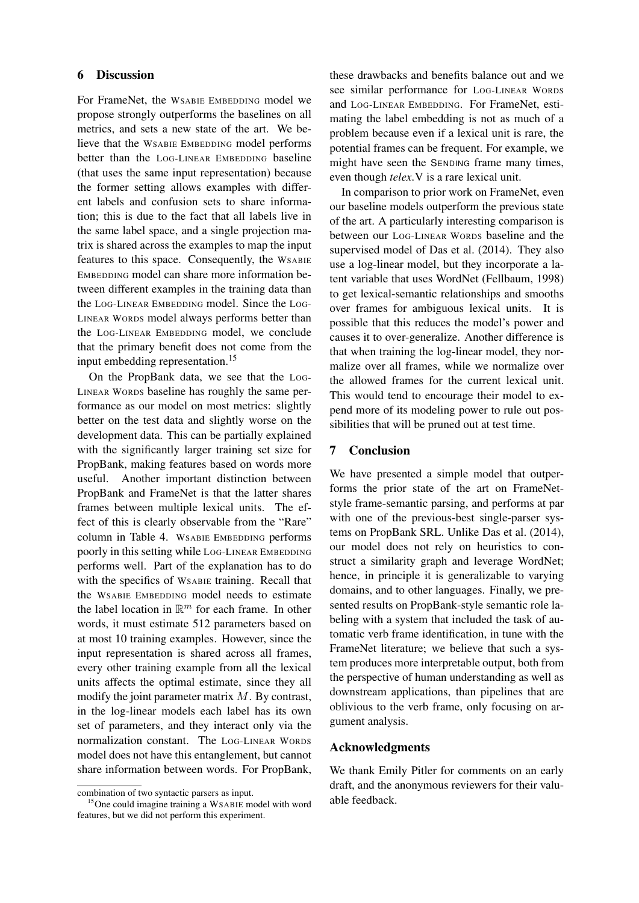## 6 Discussion

For FrameNet, the WSABIE EMBEDDING model we propose strongly outperforms the baselines on all metrics, and sets a new state of the art. We believe that the WSABIE EMBEDDING model performs better than the LOG-LINEAR EMBEDDING baseline (that uses the same input representation) because the former setting allows examples with different labels and confusion sets to share information; this is due to the fact that all labels live in the same label space, and a single projection matrix is shared across the examples to map the input features to this space. Consequently, the WSABIE EMBEDDING model can share more information between different examples in the training data than the LOG-LINEAR EMBEDDING model. Since the LOG-LINEAR WORDS model always performs better than the LOG-LINEAR EMBEDDING model, we conclude that the primary benefit does not come from the input embedding representation.[15]

On the PropBank data, we see that the LOG-LINEAR WORDS baseline has roughly the same performance as our model on most metrics: slightly better on the test data and slightly worse on the development data. This can be partially explained with the significantly larger training set size for PropBank, making features based on words more useful. Another important distinction between PropBank and FrameNet is that the latter shares frames between multiple lexical units. The effect of this is clearly observable from the "Rare" column in Table 4. WSABIE EMBEDDING performs poorly in this setting while LOG-LINEAR EMBEDDING performs well. Part of the explanation has to do with the specifics of WSABIE training. Recall that the WSABIE EMBEDDING model needs to estimate the label location in $\mathbb{R}^m$ for each frame. In other words, it must estimate 512 parameters based on at most 10 training examples. However, since the input representation is shared across all frames, every other training example from all the lexical units affects the optimal estimate, since they all modify the joint parameter matrix $M$. By contrast, in the log-linear models each label has its own set of parameters, and they interact only via the normalization constant. The LOG-LINEAR WORDS model does not have this entanglement, but cannot share information between words. For PropBank, these drawbacks and benefits balance out and we see similar performance for LOG-LINEAR WORDS and LOG-LINEAR EMBEDDING. For FrameNet, estimating the label embedding is not as much of a problem because even if a lexical unit is rare, the potential frames can be frequent. For example, we might have seen the SENDING frame many times, even though *telex*.V is a rare lexical unit.

In comparison to prior work on FrameNet, even our baseline models outperform the previous state of the art. A particularly interesting comparison is between our LOG-LINEAR WORDS baseline and the supervised model of Das et al. (2014). They also use a log-linear model, but they incorporate a latent variable that uses WordNet (Fellbaum, 1998) to get lexical-semantic relationships and smooths over frames for ambiguous lexical units. It is possible that this reduces the model's power and causes it to over-generalize. Another difference is that when training the log-linear model, they normalize over all frames, while we normalize over the allowed frames for the current lexical unit. This would tend to encourage their model to expend more of its modeling power to rule out possibilities that will be pruned out at test time.

## 7 Conclusion

We have presented a simple model that outperforms the prior state of the art on FrameNet-style frame-semantic parsing, and performs at par with one of the previous-best single-parser systems on PropBank SRL. Unlike Das et al. (2014), our model does not rely on heuristics to construct a similarity graph and leverage WordNet; hence, in principle it is generalizable to varying domains, and to other languages. Finally, we presented results on PropBank-style semantic role labeling with a system that included the task of automatic verb frame identification, in tune with the FrameNet literature; we believe that such a system produces more interpretable output, both from the perspective of human understanding as well as downstream applications, than pipelines that are oblivious to the verb frame, only focusing on argument analysis.

## Acknowledgments

We thank Emily Pitler for comments on an early draft, and the anonymous reviewers for their valuable feedback.

---

combination of two syntactic parsers as input.

[15] One could imagine training a WSABIE model with word features, but we did not perform this experiment.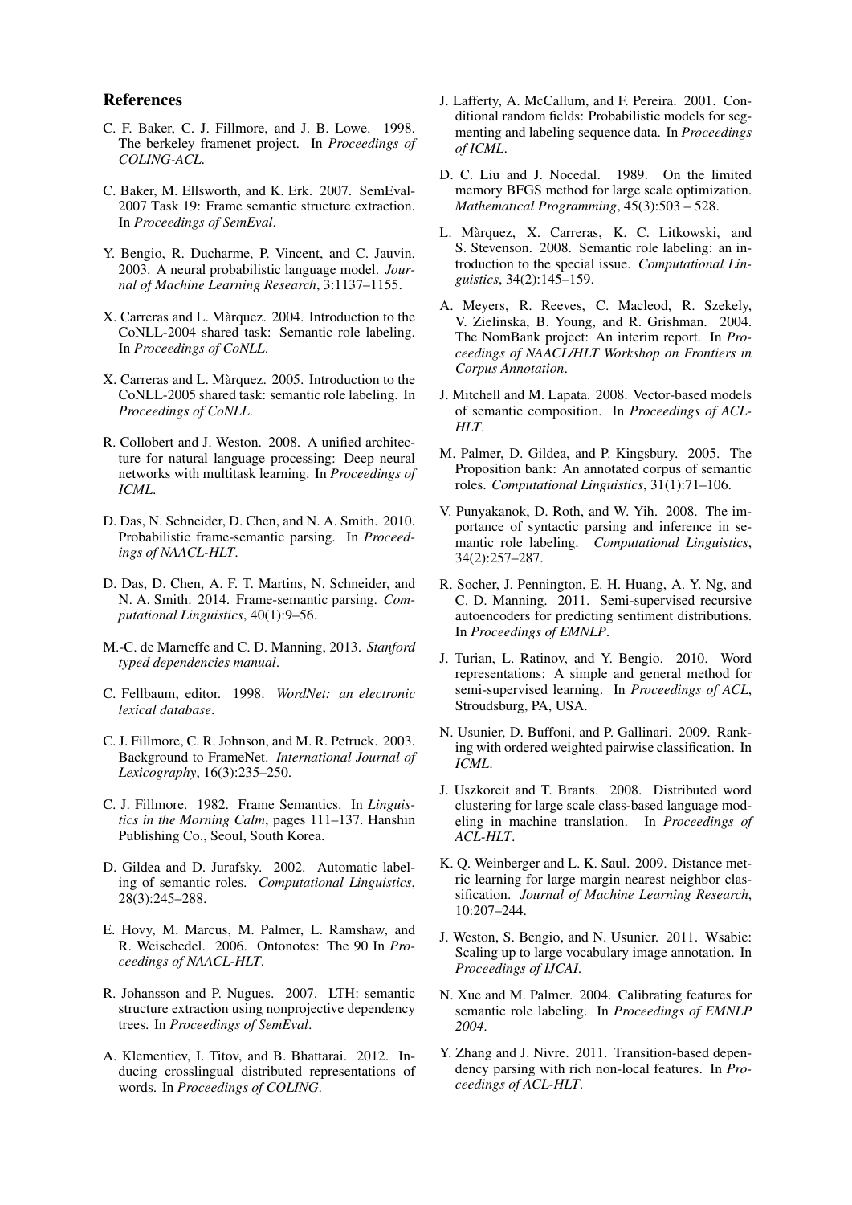## References

C. F. Baker, C. J. Fillmore, and J. B. Lowe. 1998. The berkeley framenet project. In *Proceedings of COLING-ACL*.

C. Baker, M. Ellsworth, and K. Erk. 2007. SemEval-2007 Task 19: Frame semantic structure extraction. In *Proceedings of SemEval*.

Y. Bengio, R. Ducharme, P. Vincent, and C. Jauvin. 2003. A neural probabilistic language model. *Journal of Machine Learning Research*, 3:1137–1155.

X. Carreras and L. Màrquez. 2004. Introduction to the CoNLL-2004 shared task: Semantic role labeling. In *Proceedings of CoNLL*.

X. Carreras and L. Màrquez. 2005. Introduction to the CoNLL-2005 shared task: semantic role labeling. In *Proceedings of CoNLL*.

R. Collobert and J. Weston. 2008. A unified architecture for natural language processing: Deep neural networks with multitask learning. In *Proceedings of ICML*.

D. Das, N. Schneider, D. Chen, and N. A. Smith. 2010. Probabilistic frame-semantic parsing. In *Proceedings of NAACL-HLT*.

D. Das, D. Chen, A. F. T. Martins, N. Schneider, and N. A. Smith. 2014. Frame-semantic parsing. *Computational Linguistics*, 40(1):9–56.

M.-C. de Marneffe and C. D. Manning, 2013. *Stanford typed dependencies manual*.

C. Fellbaum, editor. 1998. *WordNet: an electronic lexical database*.

C. J. Fillmore, C. R. Johnson, and M. R. Petruck. 2003. Background to FrameNet. *International Journal of Lexicography*, 16(3):235–250.

C. J. Fillmore. 1982. Frame Semantics. In *Linguistics in the Morning Calm*, pages 111–137. Hanshin Publishing Co., Seoul, South Korea.

D. Gildea and D. Jurafsky. 2002. Automatic labeling of semantic roles. *Computational Linguistics*, 28(3):245–288.

E. Hovy, M. Marcus, M. Palmer, L. Ramshaw, and R. Weischedel. 2006. Ontonotes: The 90 In *Proceedings of NAACL-HLT*.

R. Johansson and P. Nugues. 2007. LTH: semantic structure extraction using nonprojective dependency trees. In *Proceedings of SemEval*.

A. Klementiev, I. Titov, and B. Bhattarai. 2012. Inducing crosslingual distributed representations of words. In *Proceedings of COLING*.

J. Lafferty, A. McCallum, and F. Pereira. 2001. Conditional random fields: Probabilistic models for segmenting and labeling sequence data. In *Proceedings of ICML*.

D. C. Liu and J. Nocedal. 1989. On the limited memory BFGS method for large scale optimization. *Mathematical Programming*, 45(3):503 – 528.

L. Màrquez, X. Carreras, K. C. Litkowski, and S. Stevenson. 2008. Semantic role labeling: an introduction to the special issue. *Computational Linguistics*, 34(2):145–159.

A. Meyers, R. Reeves, C. Macleod, R. Szekely, V. Zielinska, B. Young, and R. Grishman. 2004. The NomBank project: An interim report. In *Proceedings of NAACL/HLT Workshop on Frontiers in Corpus Annotation*.

J. Mitchell and M. Lapata. 2008. Vector-based models of semantic composition. In *Proceedings of ACL-HLT*.

M. Palmer, D. Gildea, and P. Kingsbury. 2005. The Proposition bank: An annotated corpus of semantic roles. *Computational Linguistics*, 31(1):71–106.

V. Punyakanok, D. Roth, and W. Yih. 2008. The importance of syntactic parsing and inference in semantic role labeling. *Computational Linguistics*, 34(2):257–287.

R. Socher, J. Pennington, E. H. Huang, A. Y. Ng, and C. D. Manning. 2011. Semi-supervised recursive autoencoders for predicting sentiment distributions. In *Proceedings of EMNLP*.

J. Turian, L. Ratinov, and Y. Bengio. 2010. Word representations: A simple and general method for semi-supervised learning. In *Proceedings of ACL*, Stroudsburg, PA, USA.

N. Usunier, D. Buffoni, and P. Gallinari. 2009. Ranking with ordered weighted pairwise classification. In *ICML*.

J. Uszkoreit and T. Brants. 2008. Distributed word clustering for large scale class-based language modeling in machine translation. In *Proceedings of ACL-HLT*.

K. Q. Weinberger and L. K. Saul. 2009. Distance metric learning for large margin nearest neighbor classification. *Journal of Machine Learning Research*, 10:207–244.

J. Weston, S. Bengio, and N. Usunier. 2011. Wsabie: Scaling up to large vocabulary image annotation. In *Proceedings of IJCAI*.

N. Xue and M. Palmer. 2004. Calibrating features for semantic role labeling. In *Proceedings of EMNLP 2004*.

Y. Zhang and J. Nivre. 2011. Transition-based dependency parsing with rich non-local features. In *Proceedings of ACL-HLT*.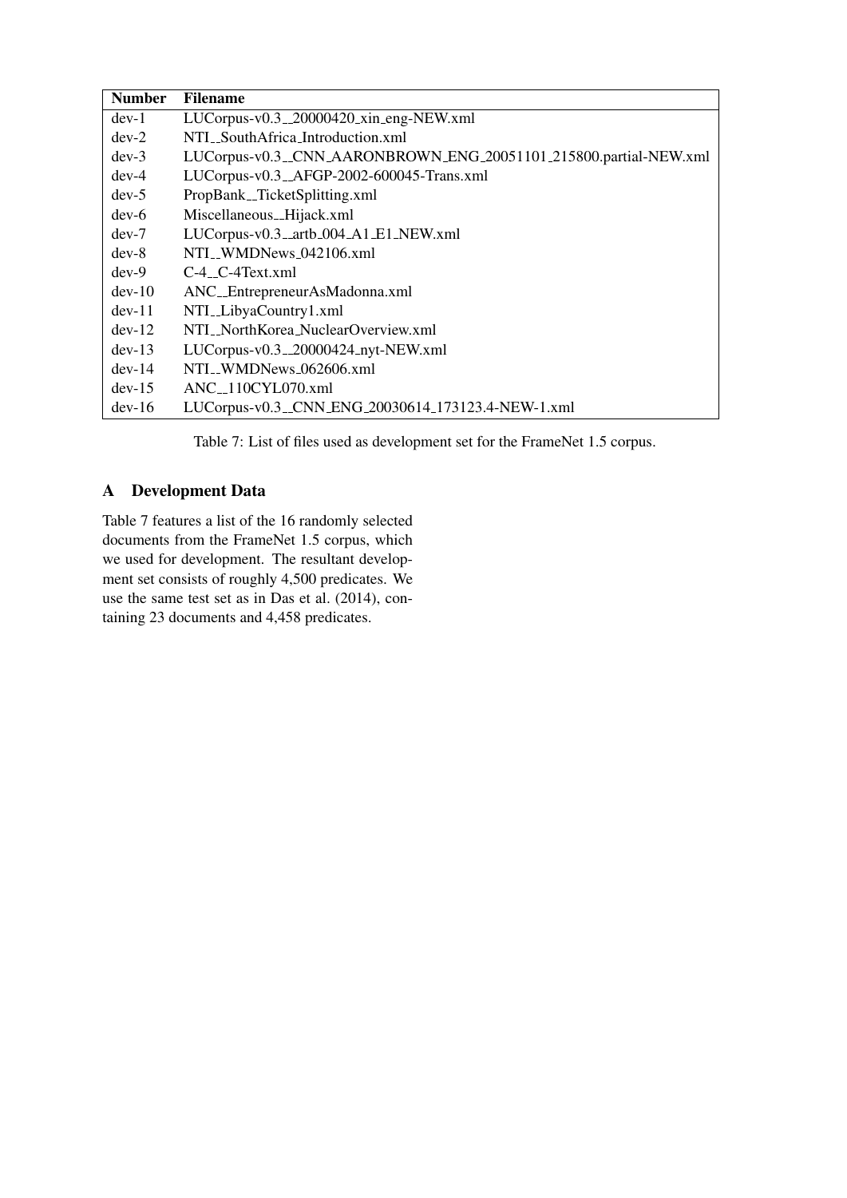| Number | Filename |
|---|---|
| dev-1 | LUCorpus-v0.3__20000420_xin_eng-NEW.xml |
| dev-2 | NTI__SouthAfrica_Introduction.xml |
| dev-3 | LUCorpus-v0.3__CNN_AARONBROWN_ENG_20051101_215800.partial-NEW.xml |
| dev-4 | LUCorpus-v0.3__AFGP-2002-600045-Trans.xml |
| dev-5 | PropBank__TicketSplitting.xml |
| dev-6 | Miscellaneous__Hijack.xml |
| dev-7 | LUCorpus-v0.3__artb_004_A1_E1_NEW.xml |
| dev-8 | NTI__WMDNews_042106.xml |
| dev-9 | C-4__C-4Text.xml |
| dev-10 | ANC__EntrepreneurAsMadonna.xml |
| dev-11 | NTI__LibyaCountry1.xml |
| dev-12 | NTI__NorthKorea_NuclearOverview.xml |
| dev-13 | LUCorpus-v0.3__20000424_nyt-NEW.xml |
| dev-14 | NTI__WMDNews_062606.xml |
| dev-15 | ANC__110CYL070.xml |
| dev-16 | LUCorpus-v0.3__CNN_ENG_20030614_173123.4-NEW-1.xml |

Table 7: List of files used as development set for the FrameNet 1.5 corpus.

## A Development Data

Table 7 features a list of the 16 randomly selected documents from the FrameNet 1.5 corpus, which we used for development. The resultant development set consists of roughly 4,500 predicates. We use the same test set as in Das et al. (2014), containing 23 documents and 4,458 predicates.